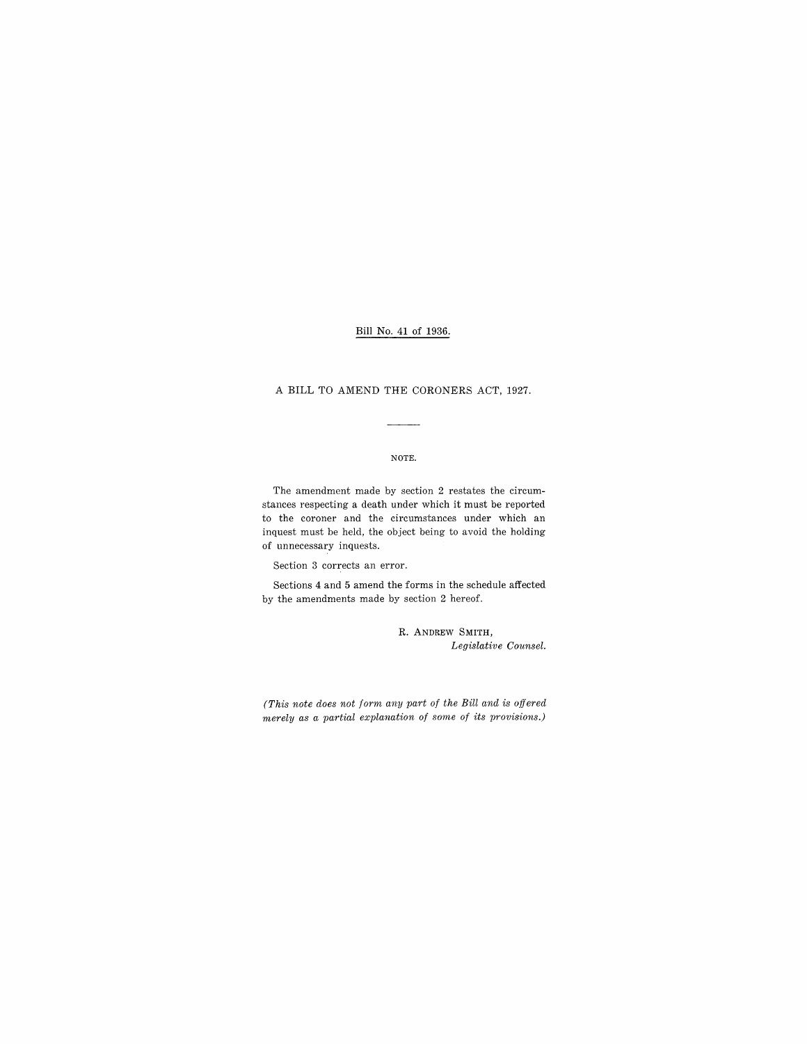Bill No. 41 of 1936.

# A BILL TO AMEND THE CORONERS ACT, 1927.

---

NOTE.

The amendment made by section 2 restates the circumstances respecting a death under which it must be reported to the coroner and the circumstances under which an inquest must be held, the object being to avoid the holding of unnecessary inquests.

Section 3 corrects an error.

Sections 4 and 5 amend the forms in the schedule affected by the amendments made by section 2 hereof.

R. ANDREW SMITH,
*Legislative Counsel.*

*(This note does not form any part of the Bill and is offered merely as a partial explanation of some of its provisions.)*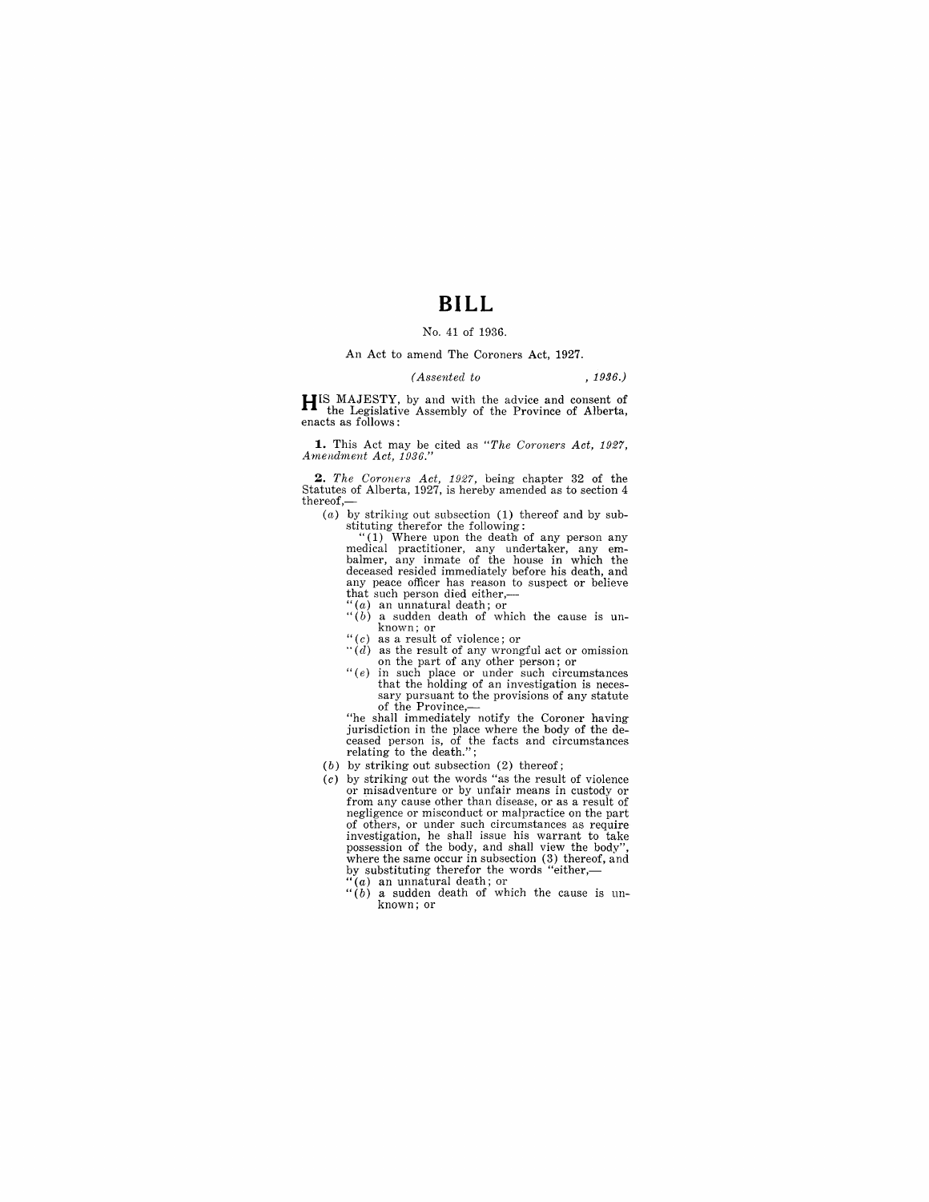# BILL

No. 41 of 1936.

An Act to amend The Coroners Act, 1927.

*(Assented to , 1936.)*

HIS MAJESTY, by and with the advice and consent of the Legislative Assembly of the Province of Alberta, enacts as follows:

**1.** This Act may be cited as *"The Coroners Act, 1927, Amendment Act, 1936."*

**2.** *The Coroners Act, 1927*, being chapter 32 of the Statutes of Alberta, 1927, is hereby amended as to section 4 thereof,—

(*a*) by striking out subsection (1) thereof and by substituting therefor the following:

"(1) Where upon the death of any person any medical practitioner, any undertaker, any embalmer, any inmate of the house in which the deceased resided immediately before his death, and any peace officer has reason to suspect or believe that such person died either,—

"(*a*) an unnatural death; or

"(*b*) a sudden death of which the cause is unknown; or

"(*c*) as a result of violence; or

"(*d*) as the result of any wrongful act or omission on the part of any other person; or

"(*e*) in such place or under such circumstances that the holding of an investigation is necessary pursuant to the provisions of any statute of the Province,—

"he shall immediately notify the Coroner having jurisdiction in the place where the body of the deceased person is, of the facts and circumstances relating to the death.";

(*b*) by striking out subsection (2) thereof;

(*c*) by striking out the words "as the result of violence or misadventure or by unfair means in custody or from any cause other than disease, or as a result of negligence or misconduct or malpractice on the part of others, or under such circumstances as require investigation, he shall issue his warrant to take possession of the body, and shall view the body", where the same occur in subsection (3) thereof, and by substituting therefor the words "either,—

"(*a*) an unnatural death; or

"(*b*) a sudden death of which the cause is unknown; or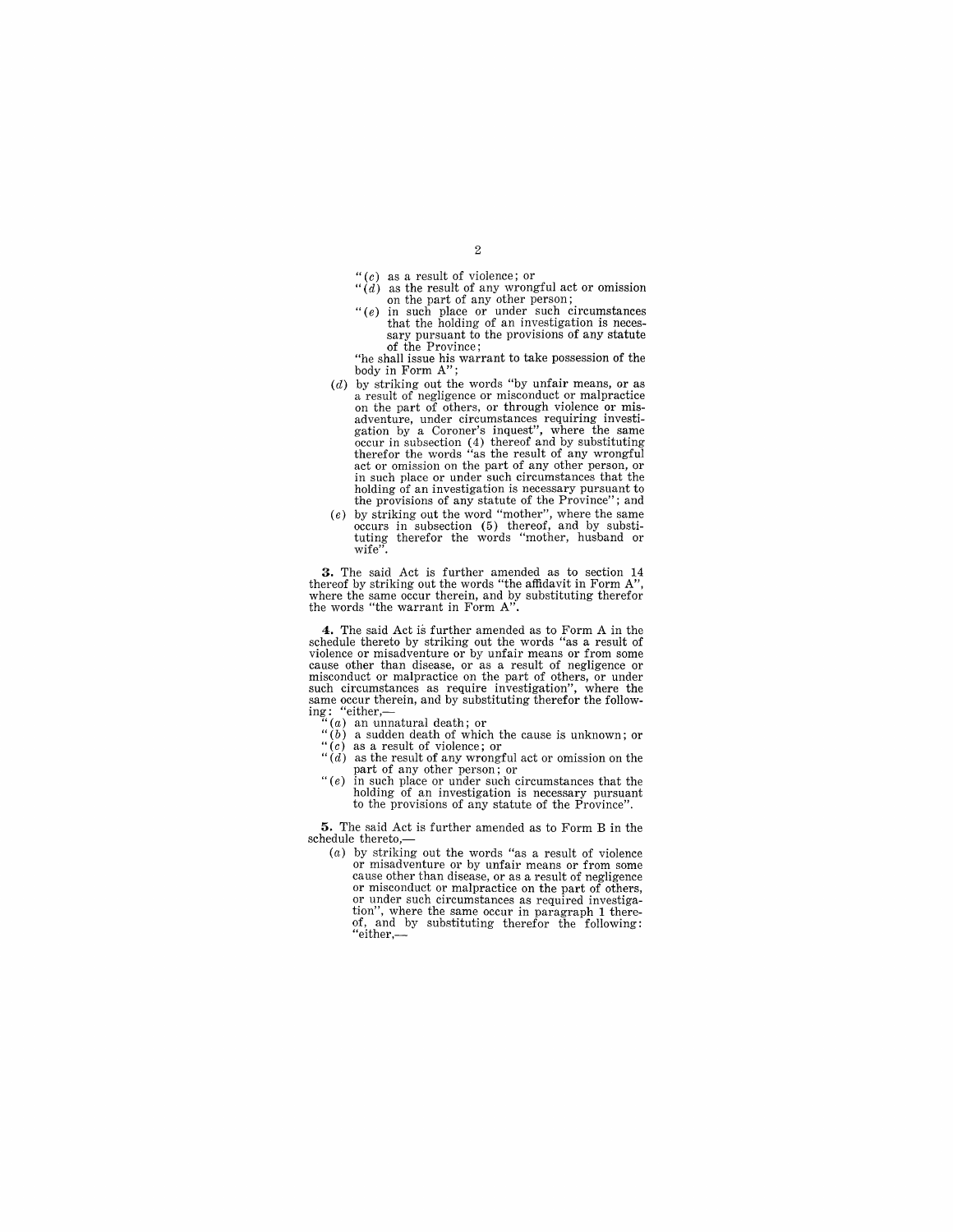"(*c*) as a result of violence; or

"(*d*) as the result of any wrongful act or omission on the part of any other person;

"(*e*) in such place or under such circumstances that the holding of an investigation is necessary pursuant to the provisions of any statute of the Province;

"he shall issue his warrant to take possession of the body in Form A";

(*d*) by striking out the words "by unfair means, or as a result of negligence or misconduct or malpractice on the part of others, or through violence or misadventure, under circumstances requiring investigation by a Coroner's inquest", where the same occur in subsection (4) thereof and by substituting therefor the words "as the result of any wrongful act or omission on the part of any other person, or in such place or under such circumstances that the holding of an investigation is necessary pursuant to the provisions of any statute of the Province"; and

(*e*) by striking out the word "mother", where the same occurs in subsection (5) thereof, and by substituting therefor the words "mother, husband or wife".

**3.** The said Act is further amended as to section 14 thereof by striking out the words "the affidavit in Form A", where the same occur therein, and by substituting therefor the words "the warrant in Form A".

**4.** The said Act is further amended as to Form A in the schedule thereto by striking out the words "as a result of violence or misadventure or by unfair means or from some cause other than disease, or as a result of negligence or misconduct or malpractice on the part of others, or under such circumstances as require investigation", where the same occur therein, and by substituting therefor the following: "either,—

"(*a*) an unnatural death; or

"(*b*) a sudden death of which the cause is unknown; or

"(*c*) as a result of violence; or

"(*d*) as the result of any wrongful act or omission on the part of any other person; or

"(*e*) in such place or under such circumstances that the holding of an investigation is necessary pursuant to the provisions of any statute of the Province".

**5.** The said Act is further amended as to Form B in the schedule thereto,—

(*a*) by striking out the words "as a result of violence or misadventure or by unfair means or from some cause other than disease, or as a result of negligence or misconduct or malpractice on the part of others, or under such circumstances as required investigation", where the same occur in paragraph 1 thereof, and by substituting therefor the following: "either,—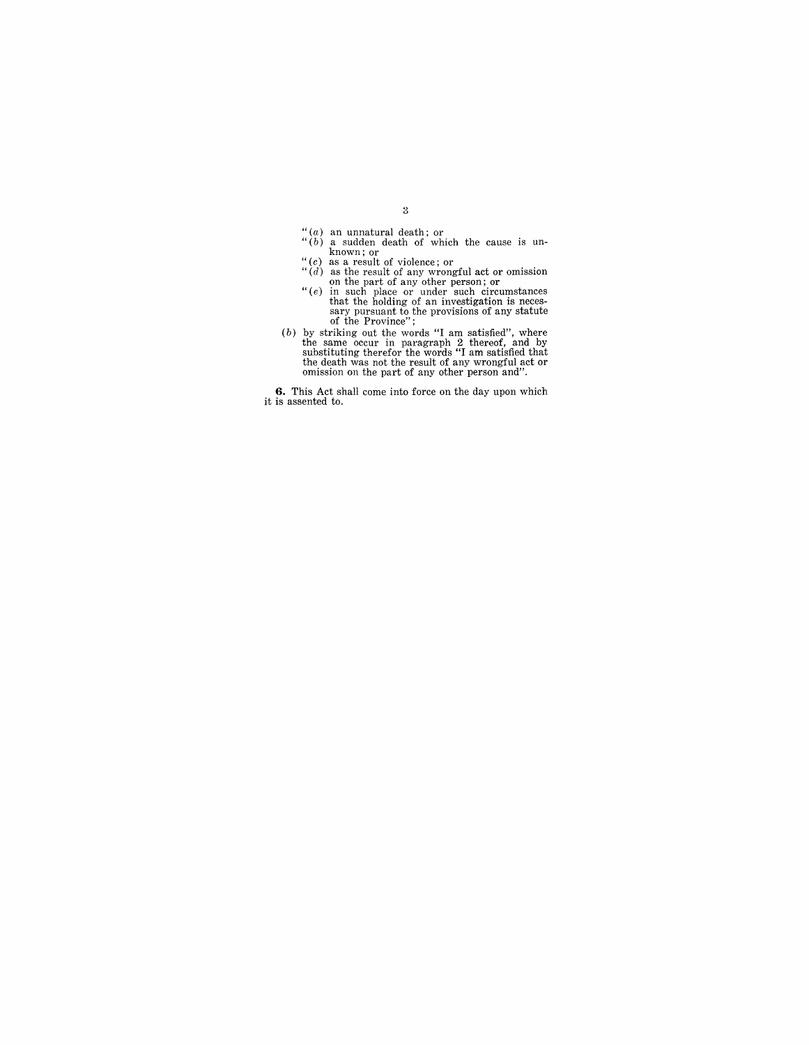"(*a*) an unnatural death; or

"(*b*) a sudden death of which the cause is unknown; or

"(*c*) as a result of violence; or

"(*d*) as the result of any wrongful act or omission on the part of any other person; or

"(*e*) in such place or under such circumstances that the holding of an investigation is necessary pursuant to the provisions of any statute of the Province";

(*b*) by striking out the words "I am satisfied", where the same occur in paragraph 2 thereof, and by substituting therefor the words "I am satisfied that the death was not the result of any wrongful act or omission on the part of any other person and".

**6.** This Act shall come into force on the day upon which it is assented to.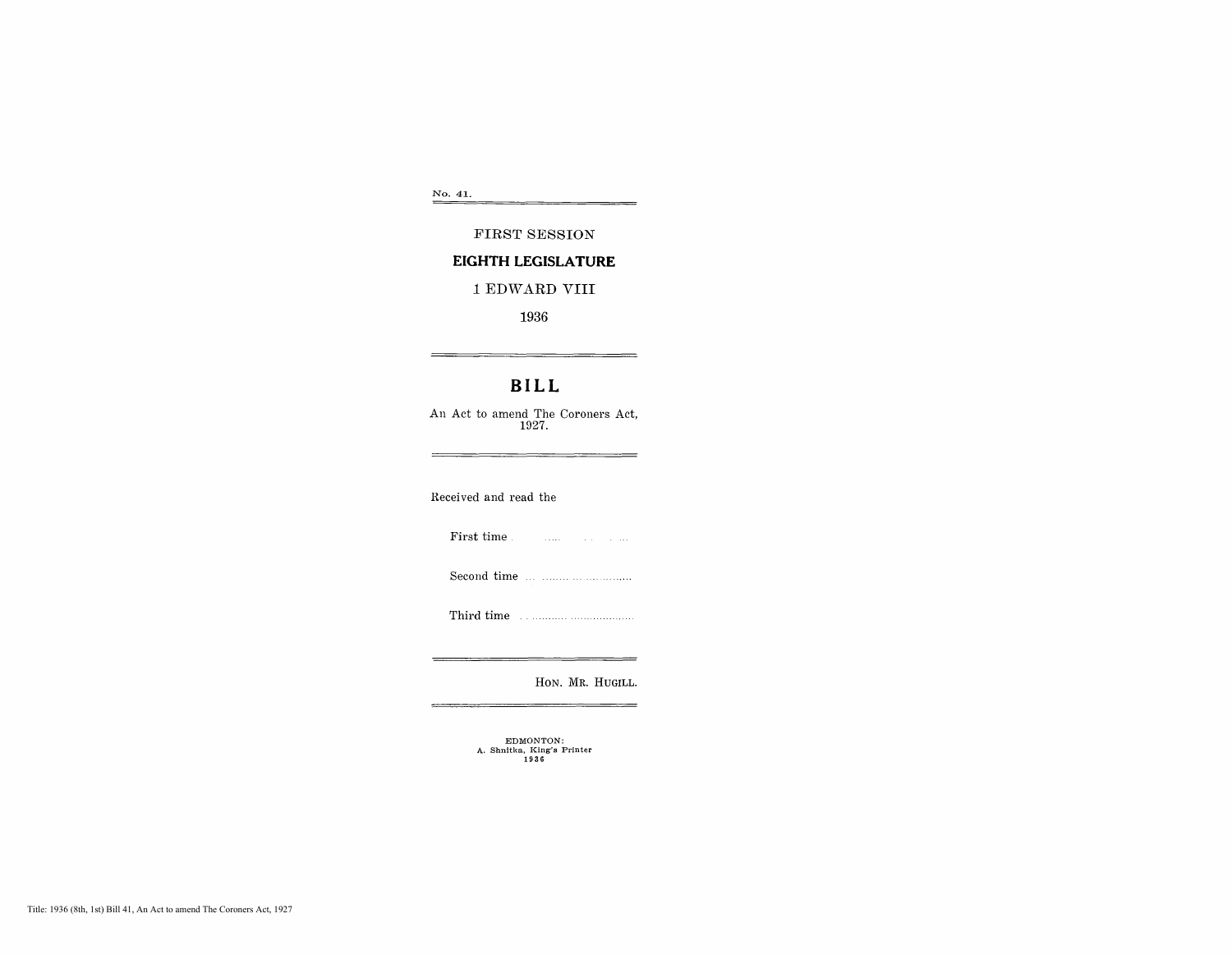No. 41.

FIRST SESSION

**EIGHTH LEGISLATURE**

1 EDWARD VIII

1936

# BILL

An Act to amend The Coroners Act, 1927.

Received and read the

First time ..............................

Second time ..............................

Third time ..............................

HON. MR. HUGILL.

EDMONTON:
A. Shnitka, King's Printer
1936

Title: 1936 (8th, 1st) Bill 41, An Act to amend The Coroners Act, 1927